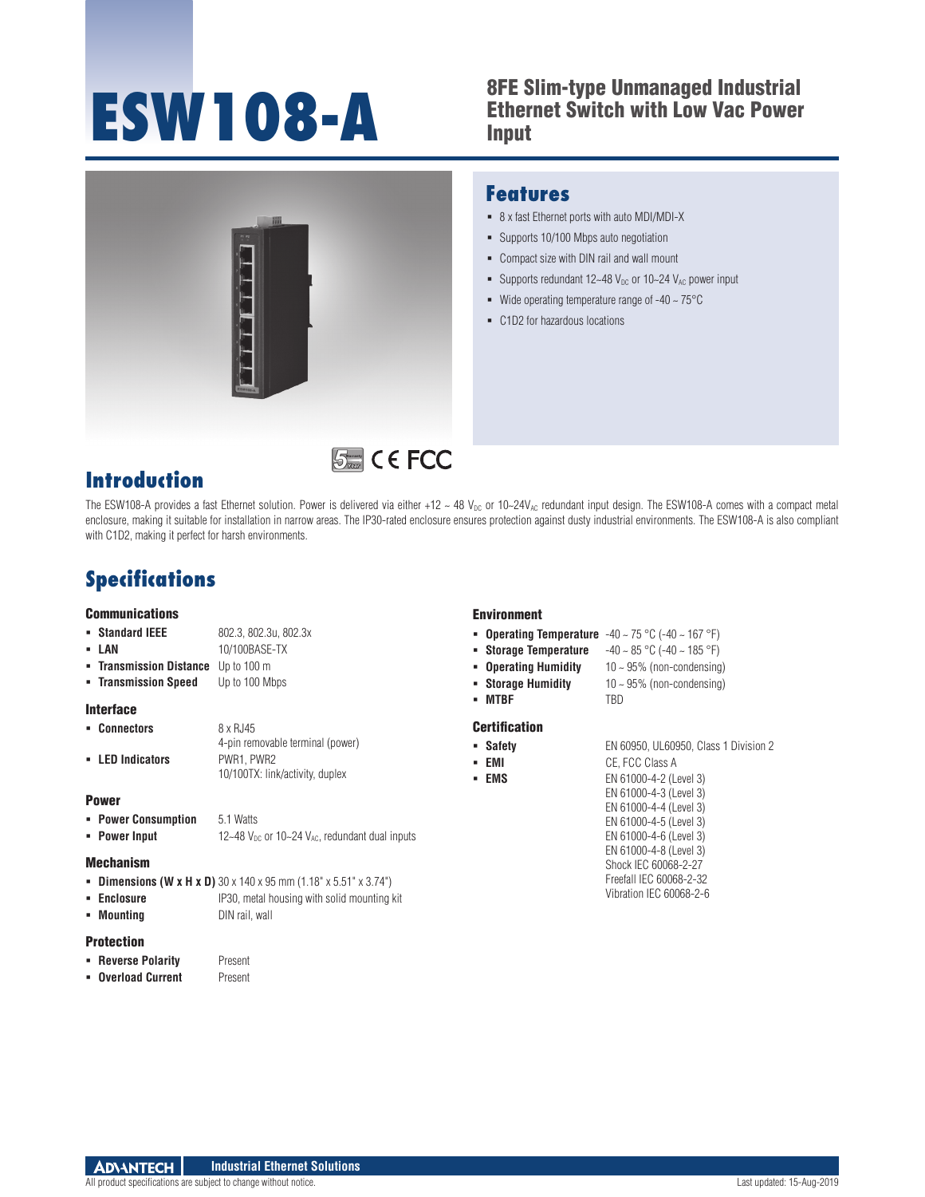# ESW108-A

## 8FE Slim-type Unmanaged Industrial Ethernet Switch with Low Vac Power Input

## Features

- 8 x fast Ethernet ports with auto MDI/MDI-X
- Supports 10/100 Mbps auto negotiation
- Compact size with DIN rail and wall mount
- Supports redundant 12~48 $V_{DC}$ or 10~24 $V_{AC}$ power input
- Wide operating temperature range of -40 ~ 75°C
- C1D2 for hazardous locations

CE FCC

## Introduction

The ESW108-A provides a fast Ethernet solution. Power is delivered via either +12 ~ 48 $V_{DC}$ or 10~24$V_{AC}$ redundant input design. The ESW108-A comes with a compact metal enclosure, making it suitable for installation in narrow areas. The IP30-rated enclosure ensures protection against dusty industrial environments. The ESW108-A is also compliant with C1D2, making it perfect for harsh environments.

## Specifications

### Communications

- **Standard IEEE**: 802.3, 802.3u, 802.3x
- **LAN**: 10/100BASE-TX
- **Transmission Distance**: Up to 100 m
- **Transmission Speed**: Up to 100 Mbps

### Interface

- **Connectors**: 8 x RJ45; 4-pin removable terminal (power)
- **LED Indicators**: PWR1, PWR2; 10/100TX: link/activity, duplex

### Power

- **Power Consumption**: 5.1 Watts
- **Power Input**: 12~48 $V_{DC}$ or 10~24 $V_{AC}$, redundant dual inputs

### Mechanism

- **Dimensions (W x H x D)**: 30 x 140 x 95 mm (1.18" x 5.51" x 3.74")
- **Enclosure**: IP30, metal housing with solid mounting kit
- **Mounting**: DIN rail, wall

### Protection

- **Reverse Polarity**: Present
- **Overload Current**: Present

### Environment

- **Operating Temperature**: -40 ~ 75 °C (-40 ~ 167 °F)
- **Storage Temperature**: -40 ~ 85 °C (-40 ~ 185 °F)
- **Operating Humidity**: 10 ~ 95% (non-condensing)
- **Storage Humidity**: 10 ~ 95% (non-condensing)
- **MTBF**: TBD

### Certification

- **Safety**: EN 60950, UL60950, Class 1 Division 2
- **EMI**: CE, FCC Class A
- **EMS**: EN 61000-4-2 (Level 3); EN 61000-4-3 (Level 3); EN 61000-4-4 (Level 3); EN 61000-4-5 (Level 3); EN 61000-4-6 (Level 3); EN 61000-4-8 (Level 3); Shock IEC 60068-2-27; Freefall IEC 60068-2-32; Vibration IEC 60068-2-6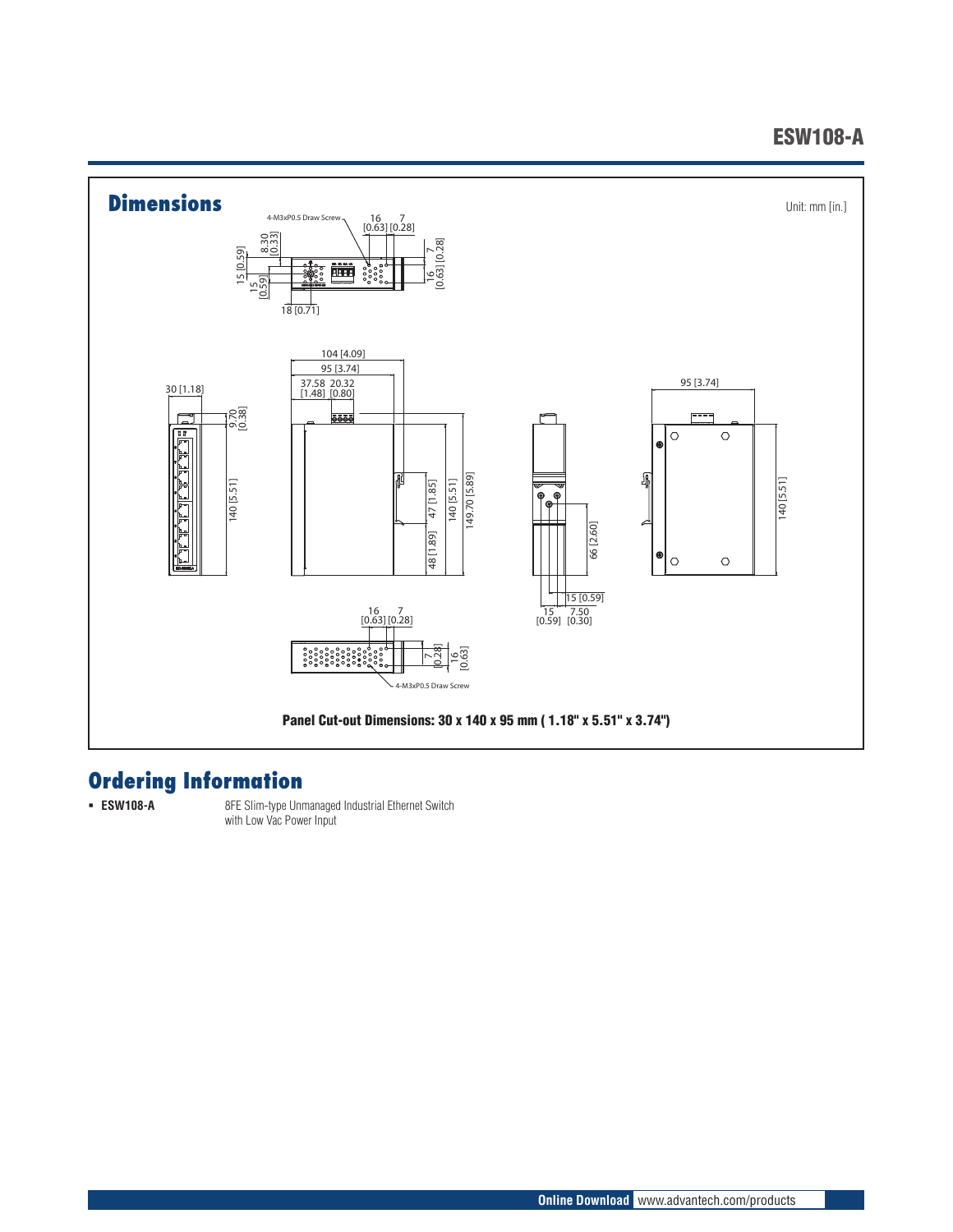## Dimensions

Unit: mm [in.]

4-M3xP0.5 Draw Screw
16 [0.63]
7 [0.28]
8.30 [0.33]
15 [0.59]
15 [0.59]
7 [0.28]
16 [0.63]
18 [0.71]

104 [4.09]
95 [3.74]
37.58 [1.48]
20.32 [0.80]
30 [1.18]
9.70 [0.38]
140 [5.51]
47 [1.85]
48 [1.89]
140 [5.51]
149.70 [5.89]
66 [2.60]
15 [0.59]
15 [0.59]
7.50 [0.30]
95 [3.74]
140 [5.51]

16 [0.63]
7 [0.28]
7 [0.28]
16 [0.63]
4-M3xP0.5 Draw Screw

**Panel Cut-out Dimensions: 30 x 140 x 95 mm ( 1.18" x 5.51" x 3.74")**

## Ordering Information

- **ESW108-A** — 8FE Slim-type Unmanaged Industrial Ethernet Switch with Low Vac Power Input